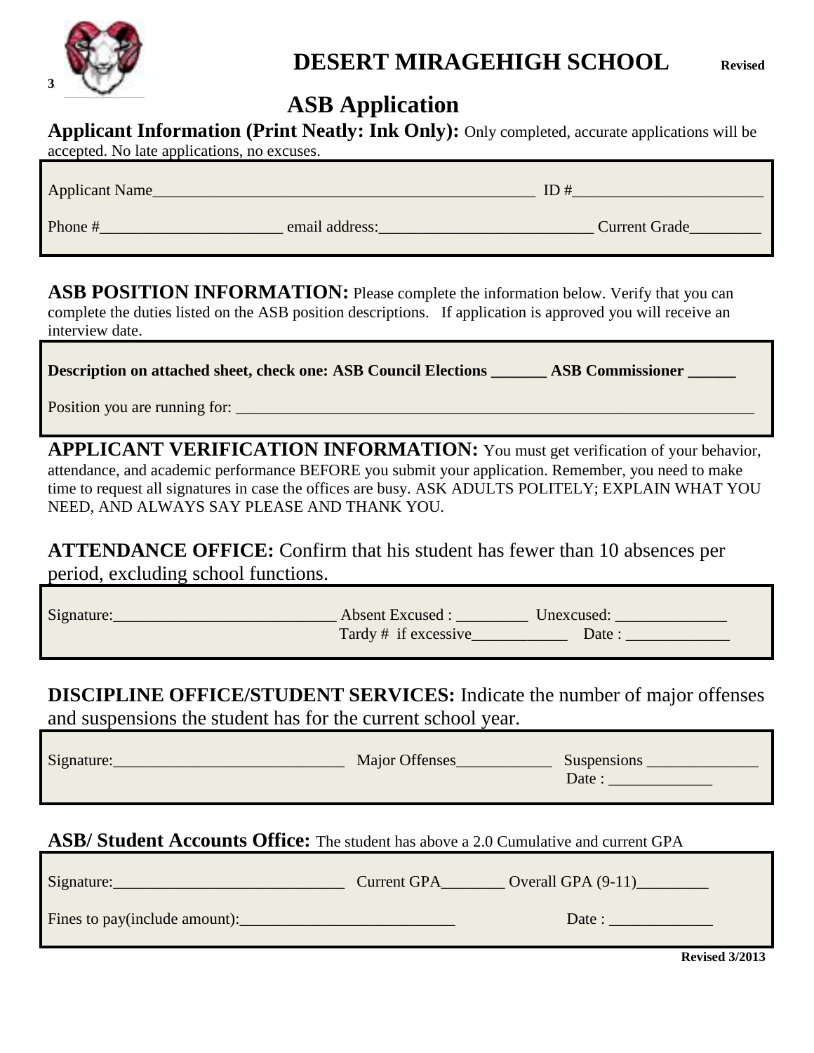3

# DESERT MIRAGEHIGH SCHOOL

Revised

## ASB Application

**Applicant Information (Print Neatly: Ink Only):** Only completed, accurate applications will be accepted. No late applications, no excuses.

Applicant Name________________________________________________ ID #________________________

Phone #______________________ email address:__________________________ Current Grade_________

**ASB POSITION INFORMATION:** Please complete the information below. Verify that you can complete the duties listed on the ASB position descriptions. If application is approved you will receive an interview date.

**Description on attached sheet, check one: ASB Council Elections _______ ASB Commissioner ______**

Position you are running for: _________________________________________________________________

**APPLICANT VERIFICATION INFORMATION:** You must get verification of your behavior, attendance, and academic performance BEFORE you submit your application. Remember, you need to make time to request all signatures in case the offices are busy. ASK ADULTS POLITELY; EXPLAIN WHAT YOU NEED, AND ALWAYS SAY PLEASE AND THANK YOU.

**ATTENDANCE OFFICE:** Confirm that his student has fewer than 10 absences per period, excluding school functions.

Signature:___________________________ Absent Excused : _________ Unexcused: ______________
Tardy # if excessive____________ Date : _____________

**DISCIPLINE OFFICE/STUDENT SERVICES:** Indicate the number of major offenses and suspensions the student has for the current school year.

Signature:____________________________ Major Offenses____________ Suspensions ______________
Date : _____________

**ASB/ Student Accounts Office:** The student has above a 2.0 Cumulative and current GPA

Signature:____________________________ Current GPA________ Overall GPA (9-11)_________

Fines to pay(include amount):__________________________ Date : _____________

Revised 3/2013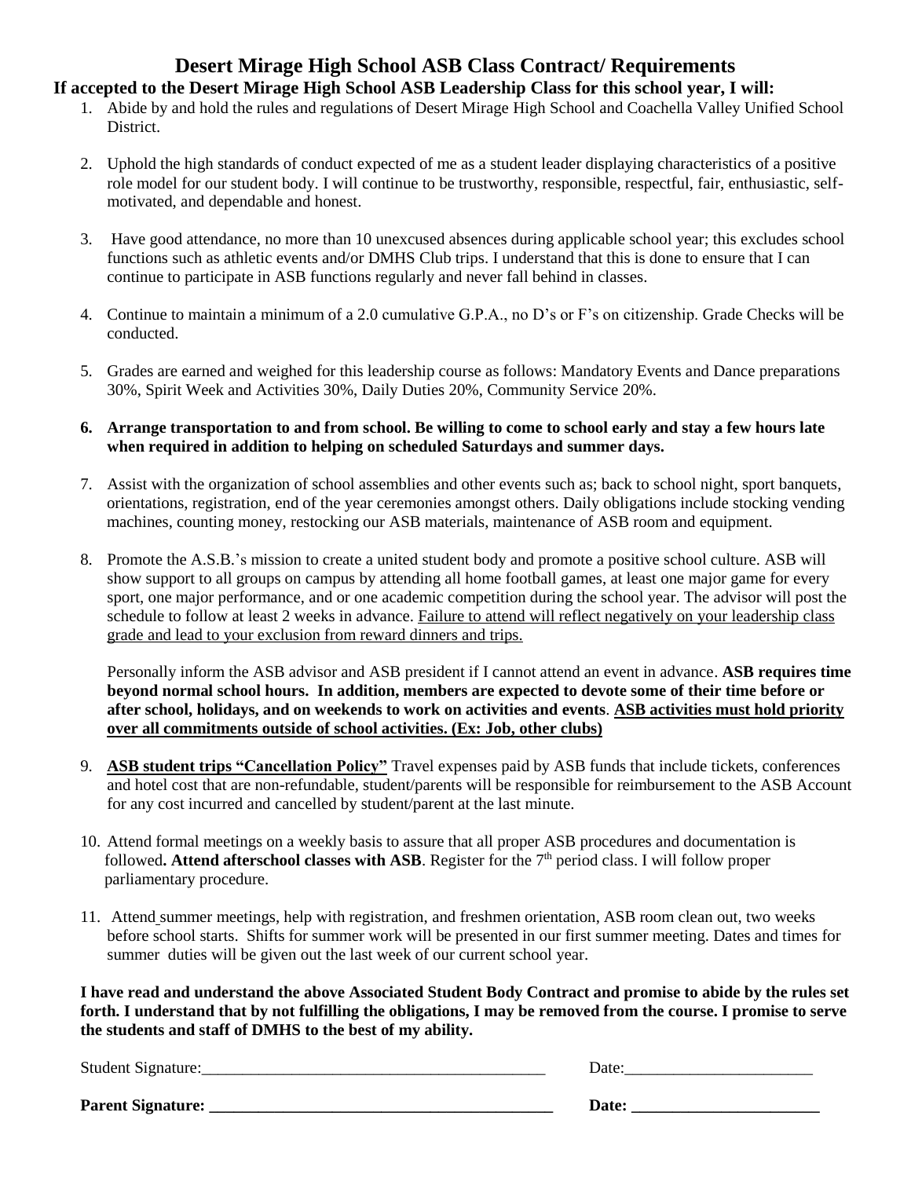# Desert Mirage High School ASB Class Contract/ Requirements

**If accepted to the Desert Mirage High School ASB Leadership Class for this school year, I will:**

1. Abide by and hold the rules and regulations of Desert Mirage High School and Coachella Valley Unified School District.

2. Uphold the high standards of conduct expected of me as a student leader displaying characteristics of a positive role model for our student body. I will continue to be trustworthy, responsible, respectful, fair, enthusiastic, self-motivated, and dependable and honest.

3. Have good attendance, no more than 10 unexcused absences during applicable school year; this excludes school functions such as athletic events and/or DMHS Club trips. I understand that this is done to ensure that I can continue to participate in ASB functions regularly and never fall behind in classes.

4. Continue to maintain a minimum of a 2.0 cumulative G.P.A., no D's or F's on citizenship. Grade Checks will be conducted.

5. Grades are earned and weighed for this leadership course as follows: Mandatory Events and Dance preparations 30%, Spirit Week and Activities 30%, Daily Duties 20%, Community Service 20%.

6. **Arrange transportation to and from school. Be willing to come to school early and stay a few hours late when required in addition to helping on scheduled Saturdays and summer days.**

7. Assist with the organization of school assemblies and other events such as; back to school night, sport banquets, orientations, registration, end of the year ceremonies amongst others. Daily obligations include stocking vending machines, counting money, restocking our ASB materials, maintenance of ASB room and equipment.

8. Promote the A.S.B.'s mission to create a united student body and promote a positive school culture. ASB will show support to all groups on campus by attending all home football games, at least one major game for every sport, one major performance, and or one academic competition during the school year. The advisor will post the schedule to follow at least 2 weeks in advance. <u>Failure to attend will reflect negatively on your leadership class grade and lead to your exclusion from reward dinners and trips.</u>

   Personally inform the ASB advisor and ASB president if I cannot attend an event in advance. **ASB requires time beyond normal school hours. In addition, members are expected to devote some of their time before or after school, holidays, and on weekends to work on activities and events**. **<u>ASB activities must hold priority over all commitments outside of school activities. (Ex: Job, other clubs)</u>**

9. **<u>ASB student trips "Cancellation Policy"</u>** Travel expenses paid by ASB funds that include tickets, conferences and hotel cost that are non-refundable, student/parents will be responsible for reimbursement to the ASB Account for any cost incurred and cancelled by student/parent at the last minute.

10. Attend formal meetings on a weekly basis to assure that all proper ASB procedures and documentation is followed**. Attend afterschool classes with ASB**. Register for the 7th period class. I will follow proper parliamentary procedure.

11. Attend summer meetings, help with registration, and freshmen orientation, ASB room clean out, two weeks before school starts. Shifts for summer work will be presented in our first summer meeting. Dates and times for summer duties will be given out the last week of our current school year.

**I have read and understand the above Associated Student Body Contract and promise to abide by the rules set forth. I understand that by not fulfilling the obligations, I may be removed from the course. I promise to serve the students and staff of DMHS to the best of my ability.**

Student Signature:\_\_\_\_\_\_\_\_\_\_\_\_\_\_\_\_\_\_\_\_\_\_\_\_\_\_\_\_\_\_\_\_\_\_\_\_\_\_\_\_ Date:\_\_\_\_\_\_\_\_\_\_\_\_\_\_\_\_\_\_\_\_\_\_\_

**Parent Signature: \_\_\_\_\_\_\_\_\_\_\_\_\_\_\_\_\_\_\_\_\_\_\_\_\_\_\_\_\_\_\_\_\_\_\_\_\_\_\_\_\_ Date: \_\_\_\_\_\_\_\_\_\_\_\_\_\_\_\_\_\_\_\_\_\_\_**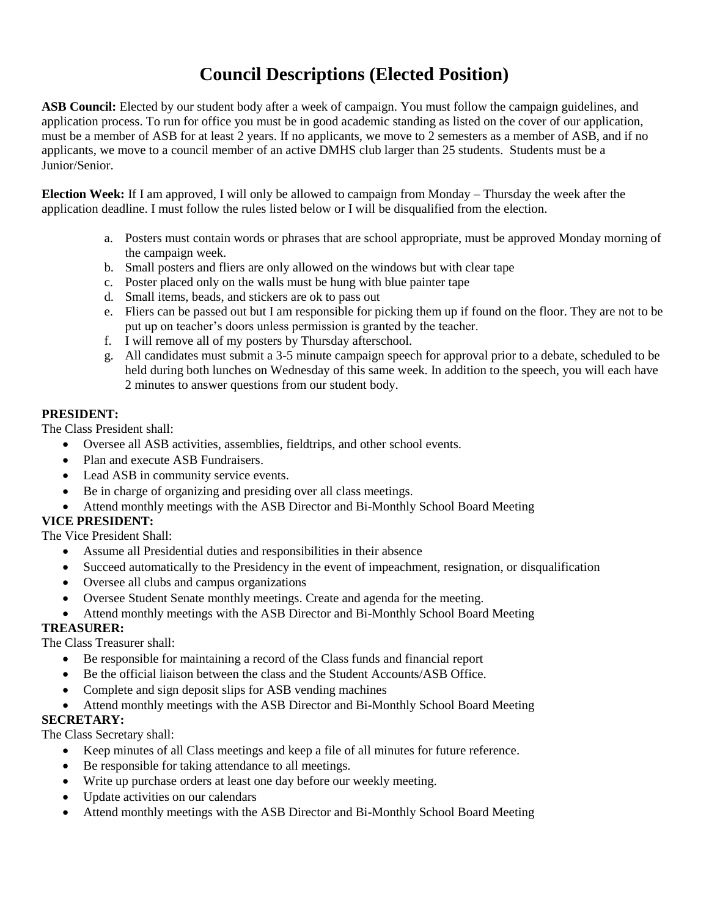# Council Descriptions (Elected Position)

**ASB Council:** Elected by our student body after a week of campaign. You must follow the campaign guidelines, and application process. To run for office you must be in good academic standing as listed on the cover of our application, must be a member of ASB for at least 2 years. If no applicants, we move to 2 semesters as a member of ASB, and if no applicants, we move to a council member of an active DMHS club larger than 25 students. Students must be a Junior/Senior.

**Election Week:** If I am approved, I will only be allowed to campaign from Monday – Thursday the week after the application deadline. I must follow the rules listed below or I will be disqualified from the election.

a. Posters must contain words or phrases that are school appropriate, must be approved Monday morning of the campaign week.
b. Small posters and fliers are only allowed on the windows but with clear tape
c. Poster placed only on the walls must be hung with blue painter tape
d. Small items, beads, and stickers are ok to pass out
e. Fliers can be passed out but I am responsible for picking them up if found on the floor. They are not to be put up on teacher's doors unless permission is granted by the teacher.
f. I will remove all of my posters by Thursday afterschool.
g. All candidates must submit a 3-5 minute campaign speech for approval prior to a debate, scheduled to be held during both lunches on Wednesday of this same week. In addition to the speech, you will each have 2 minutes to answer questions from our student body.

**PRESIDENT:**

The Class President shall:

- Oversee all ASB activities, assemblies, fieldtrips, and other school events.
- Plan and execute ASB Fundraisers.
- Lead ASB in community service events.
- Be in charge of organizing and presiding over all class meetings.
- Attend monthly meetings with the ASB Director and Bi-Monthly School Board Meeting

**VICE PRESIDENT:**

The Vice President Shall:

- Assume all Presidential duties and responsibilities in their absence
- Succeed automatically to the Presidency in the event of impeachment, resignation, or disqualification
- Oversee all clubs and campus organizations
- Oversee Student Senate monthly meetings. Create and agenda for the meeting.
- Attend monthly meetings with the ASB Director and Bi-Monthly School Board Meeting

**TREASURER:**

The Class Treasurer shall:

- Be responsible for maintaining a record of the Class funds and financial report
- Be the official liaison between the class and the Student Accounts/ASB Office.
- Complete and sign deposit slips for ASB vending machines
- Attend monthly meetings with the ASB Director and Bi-Monthly School Board Meeting

**SECRETARY:**

The Class Secretary shall:

- Keep minutes of all Class meetings and keep a file of all minutes for future reference.
- Be responsible for taking attendance to all meetings.
- Write up purchase orders at least one day before our weekly meeting.
- Update activities on our calendars
- Attend monthly meetings with the ASB Director and Bi-Monthly School Board Meeting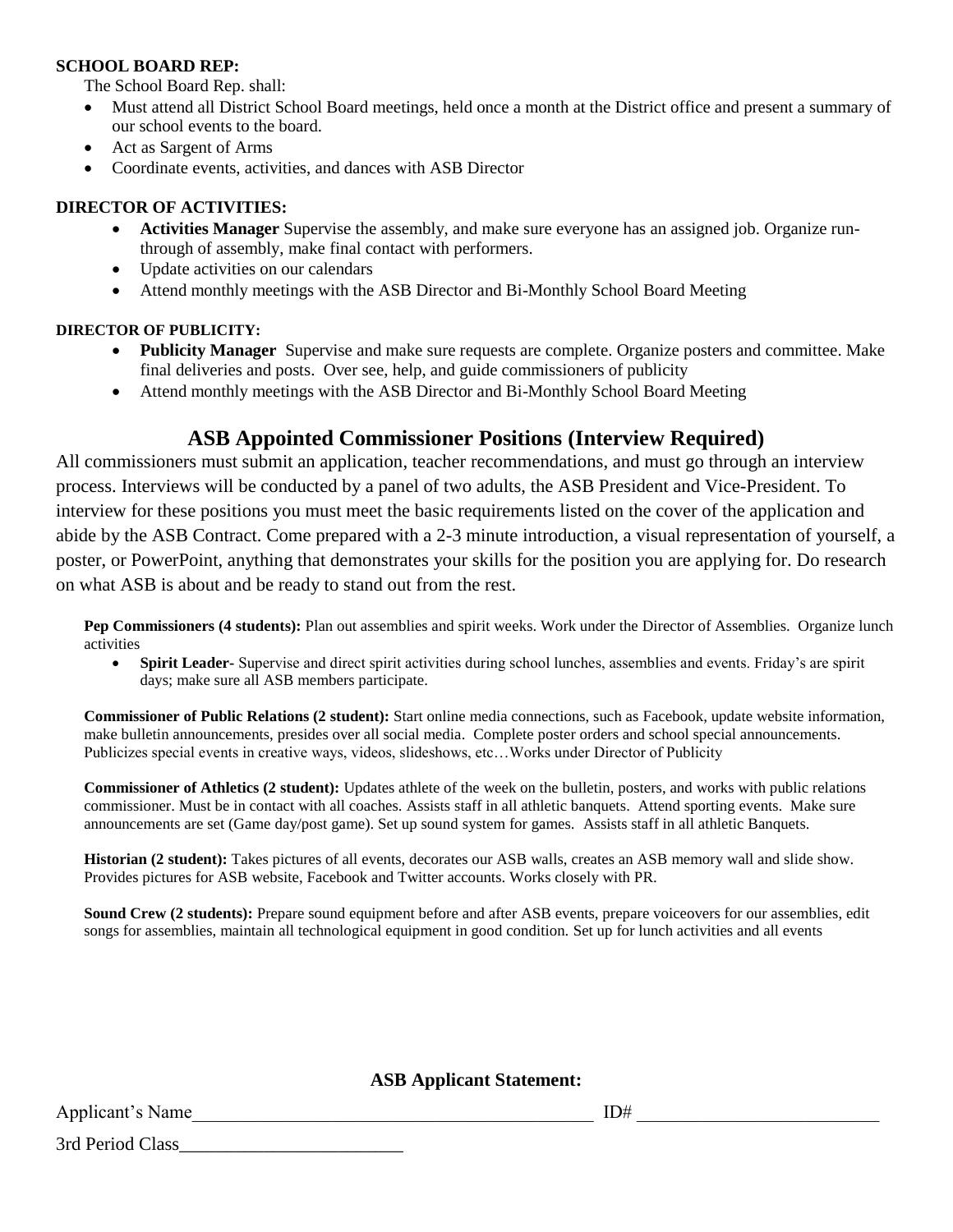**SCHOOL BOARD REP:**

The School Board Rep. shall:

- Must attend all District School Board meetings, held once a month at the District office and present a summary of our school events to the board.
- Act as Sargent of Arms
- Coordinate events, activities, and dances with ASB Director

**DIRECTOR OF ACTIVITIES:**

- **Activities Manager** Supervise the assembly, and make sure everyone has an assigned job. Organize run-through of assembly, make final contact with performers.
- Update activities on our calendars
- Attend monthly meetings with the ASB Director and Bi-Monthly School Board Meeting

**DIRECTOR OF PUBLICITY:**

- **Publicity Manager** Supervise and make sure requests are complete. Organize posters and committee. Make final deliveries and posts. Over see, help, and guide commissioners of publicity
- Attend monthly meetings with the ASB Director and Bi-Monthly School Board Meeting

## ASB Appointed Commissioner Positions (Interview Required)

All commissioners must submit an application, teacher recommendations, and must go through an interview process. Interviews will be conducted by a panel of two adults, the ASB President and Vice-President. To interview for these positions you must meet the basic requirements listed on the cover of the application and abide by the ASB Contract. Come prepared with a 2-3 minute introduction, a visual representation of yourself, a poster, or PowerPoint, anything that demonstrates your skills for the position you are applying for. Do research on what ASB is about and be ready to stand out from the rest.

**Pep Commissioners (4 students):** Plan out assemblies and spirit weeks. Work under the Director of Assemblies. Organize lunch activities

- **Spirit Leader**- Supervise and direct spirit activities during school lunches, assemblies and events. Friday's are spirit days; make sure all ASB members participate.

**Commissioner of Public Relations (2 student):** Start online media connections, such as Facebook, update website information, make bulletin announcements, presides over all social media. Complete poster orders and school special announcements. Publicizes special events in creative ways, videos, slideshows, etc…Works under Director of Publicity

**Commissioner of Athletics (2 student):** Updates athlete of the week on the bulletin, posters, and works with public relations commissioner. Must be in contact with all coaches. Assists staff in all athletic banquets. Attend sporting events. Make sure announcements are set (Game day/post game). Set up sound system for games. Assists staff in all athletic Banquets.

**Historian (2 student):** Takes pictures of all events, decorates our ASB walls, creates an ASB memory wall and slide show. Provides pictures for ASB website, Facebook and Twitter accounts. Works closely with PR.

**Sound Crew (2 students):** Prepare sound equipment before and after ASB events, prepare voiceovers for our assemblies, edit songs for assemblies, maintain all technological equipment in good condition. Set up for lunch activities and all events

**ASB Applicant Statement:**

Applicant's Name_____________________________________________ ID# __________________________

3rd Period Class________________________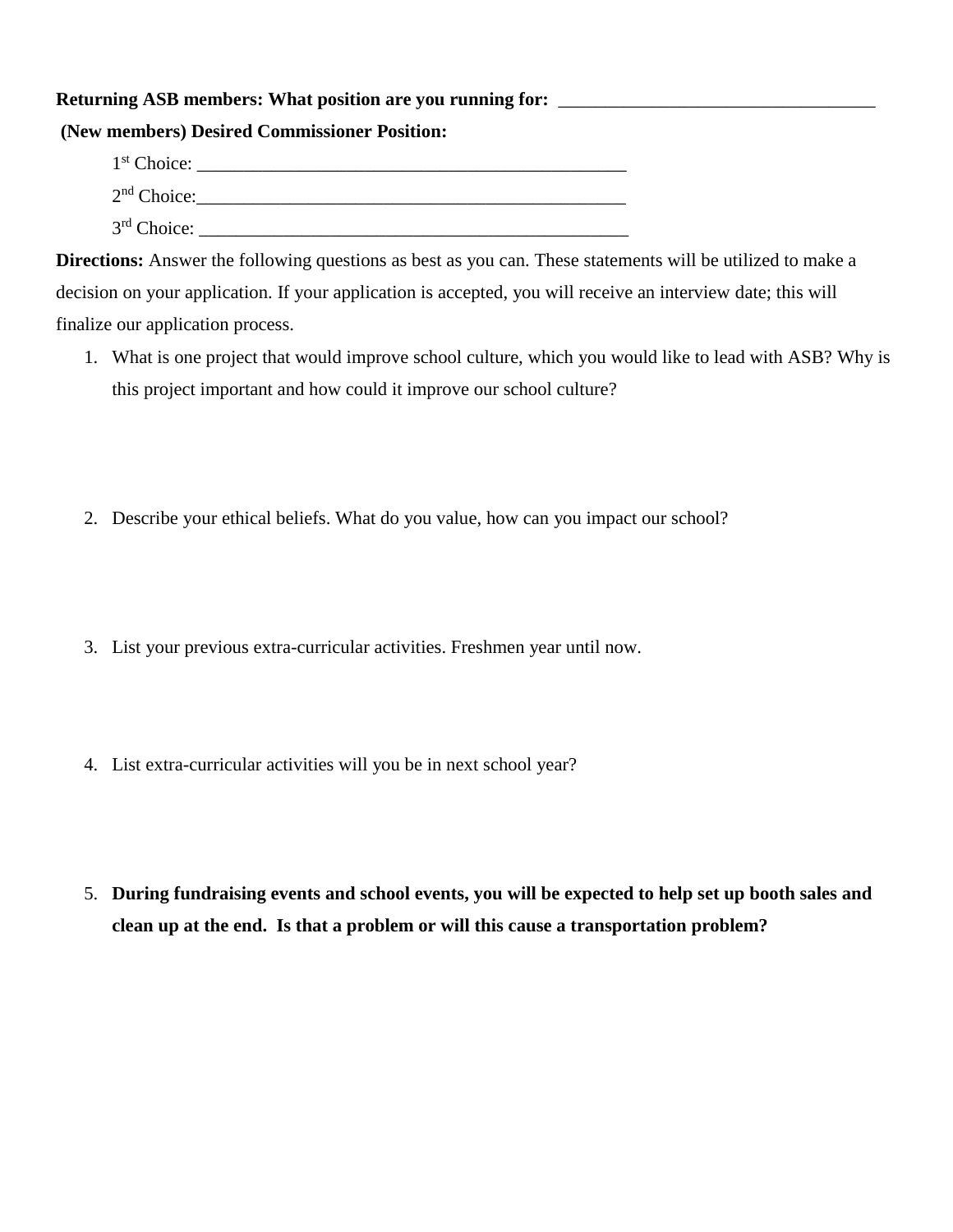**Returning ASB members: What position are you running for:** ___________________________________

**(New members) Desired Commissioner Position:**

1st Choice: _______________________________________________

2nd Choice:_______________________________________________

3rd Choice: _______________________________________________

**Directions:** Answer the following questions as best as you can. These statements will be utilized to make a decision on your application. If your application is accepted, you will receive an interview date; this will finalize our application process.

1. What is one project that would improve school culture, which you would like to lead with ASB? Why is this project important and how could it improve our school culture?

2. Describe your ethical beliefs. What do you value, how can you impact our school?

3. List your previous extra-curricular activities. Freshmen year until now.

4. List extra-curricular activities will you be in next school year?

5. **During fundraising events and school events, you will be expected to help set up booth sales and clean up at the end. Is that a problem or will this cause a transportation problem?**